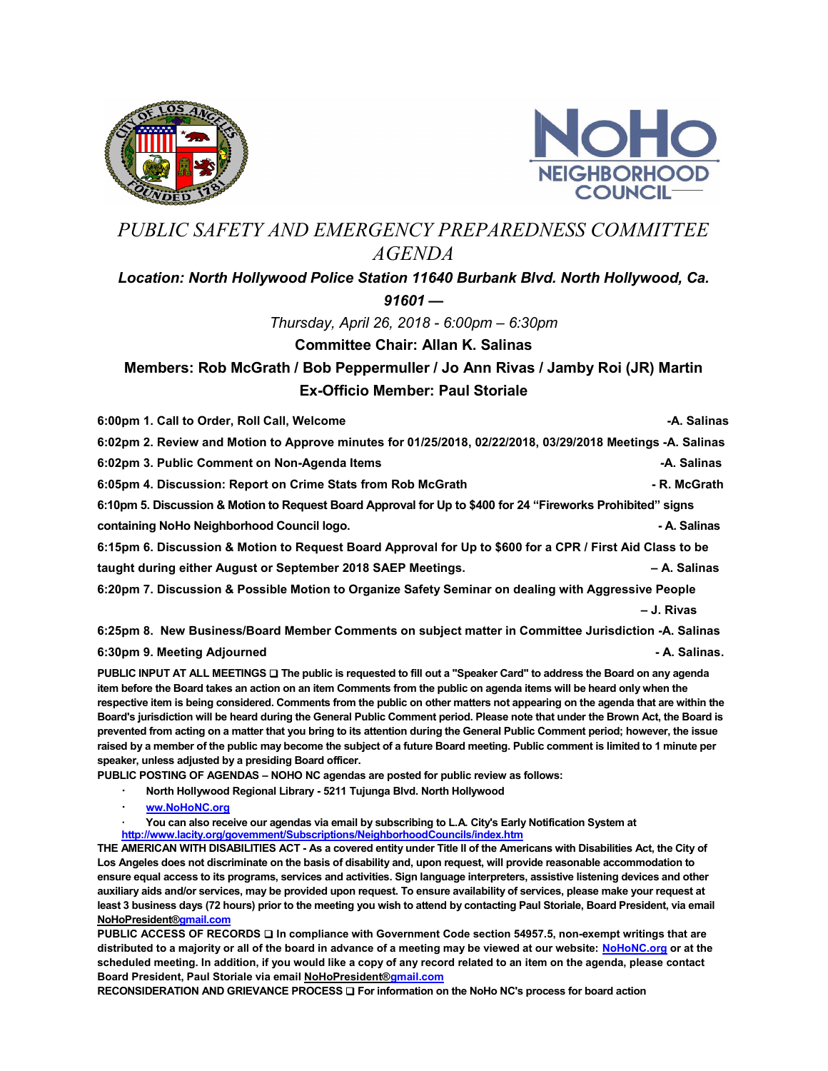# PUBLIC SAFETY AND EMERGENCY PREPAREDNESS COMMITTEE AGENDA

***Location: North Hollywood Police Station 11640 Burbank Blvd. North Hollywood, Ca. 91601 —***

*Thursday, April 26, 2018 - 6:00pm – 6:30pm*

**Committee Chair: Allan K. Salinas**

**Members: Rob McGrath / Bob Peppermuller / Jo Ann Rivas / Jamby Roi (JR) Martin**

**Ex-Officio Member: Paul Storiale**

**6:00pm 1. Call to Order, Roll Call, Welcome -A. Salinas**

**6:02pm 2. Review and Motion to Approve minutes for 01/25/2018, 02/22/2018, 03/29/2018 Meetings -A. Salinas**

**6:02pm 3. Public Comment on Non-Agenda Items -A. Salinas**

**6:05pm 4. Discussion: Report on Crime Stats from Rob McGrath - R. McGrath**

**6:10pm 5. Discussion & Motion to Request Board Approval for Up to $400 for 24 "Fireworks Prohibited" signs containing NoHo Neighborhood Council logo. - A. Salinas**

**6:15pm 6. Discussion & Motion to Request Board Approval for Up to $600 for a CPR / First Aid Class to be taught during either August or September 2018 SAEP Meetings. – A. Salinas**

**6:20pm 7. Discussion & Possible Motion to Organize Safety Seminar on dealing with Aggressive People – J. Rivas**

**6:25pm 8. New Business/Board Member Comments on subject matter in Committee Jurisdiction -A. Salinas**

**6:30pm 9. Meeting Adjourned - A. Salinas.**

**PUBLIC INPUT AT ALL MEETINGS ❑ The public is requested to fill out a "Speaker Card" to address the Board on any agenda item before the Board takes an action on an item Comments from the public on agenda items will be heard only when the respective item is being considered. Comments from the public on other matters not appearing on the agenda that are within the Board's jurisdiction will be heard during the General Public Comment period. Please note that under the Brown Act, the Board is prevented from acting on a matter that you bring to its attention during the General Public Comment period; however, the issue raised by a member of the public may become the subject of a future Board meeting. Public comment is limited to 1 minute per speaker, unless adjusted by a presiding Board officer.**

**PUBLIC POSTING OF AGENDAS – NOHO NC agendas are posted for public review as follows:**

- **North Hollywood Regional Library - 5211 Tujunga Blvd. North Hollywood**
- **ww.NoHoNC.org**
- **You can also receive our agendas via email by subscribing to L.A. City's Early Notification System at http://www.lacity.org/govemment/Subscriptions/NeighborhoodCouncils/index.htm**

**THE AMERICAN WITH DISABILITIES ACT - As a covered entity under Title II of the Americans with Disabilities Act, the City of Los Angeles does not discriminate on the basis of disability and, upon request, will provide reasonable accommodation to ensure equal access to its programs, services and activities. Sign language interpreters, assistive listening devices and other auxiliary aids and/or services, may be provided upon request. To ensure availability of services, please make your request at least 3 business days (72 hours) prior to the meeting you wish to attend by contacting Paul Storiale, Board President, via email NoHoPresident®gmail.com**

**PUBLIC ACCESS OF RECORDS ❑ In compliance with Government Code section 54957.5, non-exempt writings that are distributed to a majority or all of the board in advance of a meeting may be viewed at our website: NoHoNC.org or at the scheduled meeting. In addition, if you would like a copy of any record related to an item on the agenda, please contact Board President, Paul Storiale via email NoHoPresident®gmail.com**

**RECONSIDERATION AND GRIEVANCE PROCESS ❑ For information on the NoHo NC's process for board action**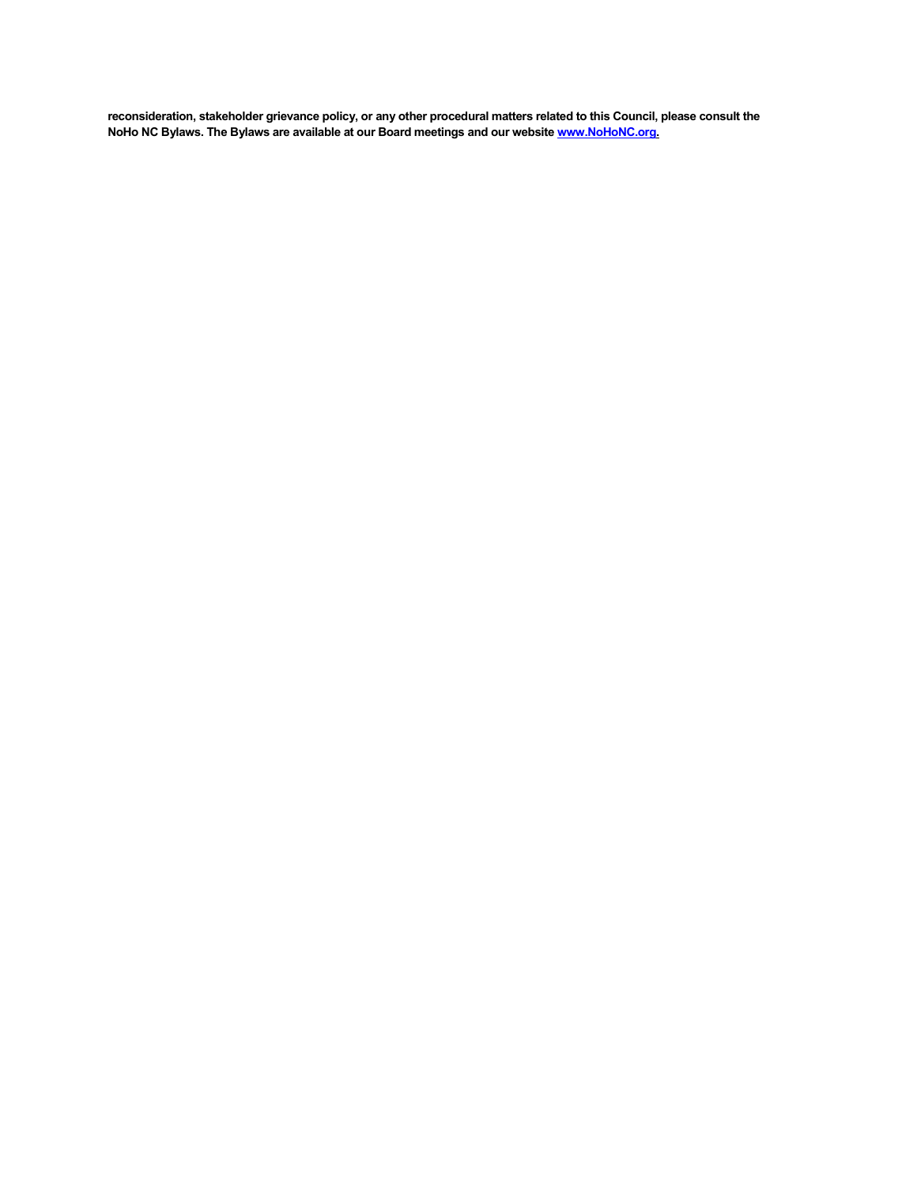**reconsideration, stakeholder grievance policy, or any other procedural matters related to this Council, please consult the NoHo NC Bylaws. The Bylaws are available at our Board meetings and our website [www.NoHoNC.org](http://www.NoHoNC.org).**